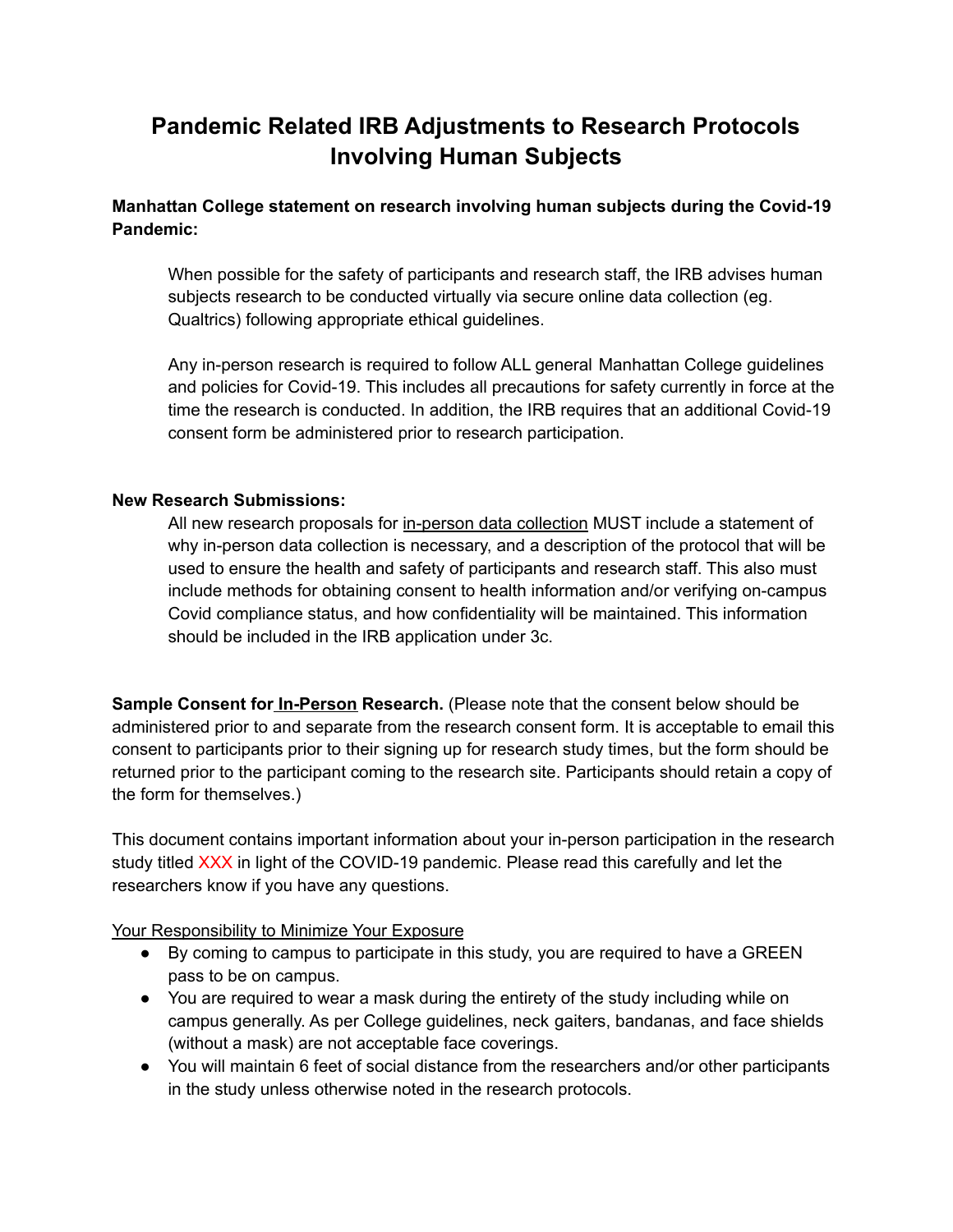# Pandemic Related IRB Adjustments to Research Protocols Involving Human Subjects

**Manhattan College statement on research involving human subjects during the Covid-19 Pandemic:**

> When possible for the safety of participants and research staff, the IRB advises human subjects research to be conducted virtually via secure online data collection (eg. Qualtrics) following appropriate ethical guidelines.
>
> Any in-person research is required to follow ALL general Manhattan College guidelines and policies for Covid-19. This includes all precautions for safety currently in force at the time the research is conducted. In addition, the IRB requires that an additional Covid-19 consent form be administered prior to research participation.

**New Research Submissions:**

> All new research proposals for <u>in-person data collection</u> MUST include a statement of why in-person data collection is necessary, and a description of the protocol that will be used to ensure the health and safety of participants and research staff. This also must include methods for obtaining consent to health information and/or verifying on-campus Covid compliance status, and how confidentiality will be maintained. This information should be included in the IRB application under 3c.

**Sample Consent for <u>In-Person</u> Research.** (Please note that the consent below should be administered prior to and separate from the research consent form. It is acceptable to email this consent to participants prior to their signing up for research study times, but the form should be returned prior to the participant coming to the research site. Participants should retain a copy of the form for themselves.)

This document contains important information about your in-person participation in the research study titled XXX in light of the COVID-19 pandemic. Please read this carefully and let the researchers know if you have any questions.

<u>Your Responsibility to Minimize Your Exposure</u>

- By coming to campus to participate in this study, you are required to have a GREEN pass to be on campus.
- You are required to wear a mask during the entirety of the study including while on campus generally. As per College guidelines, neck gaiters, bandanas, and face shields (without a mask) are not acceptable face coverings.
- You will maintain 6 feet of social distance from the researchers and/or other participants in the study unless otherwise noted in the research protocols.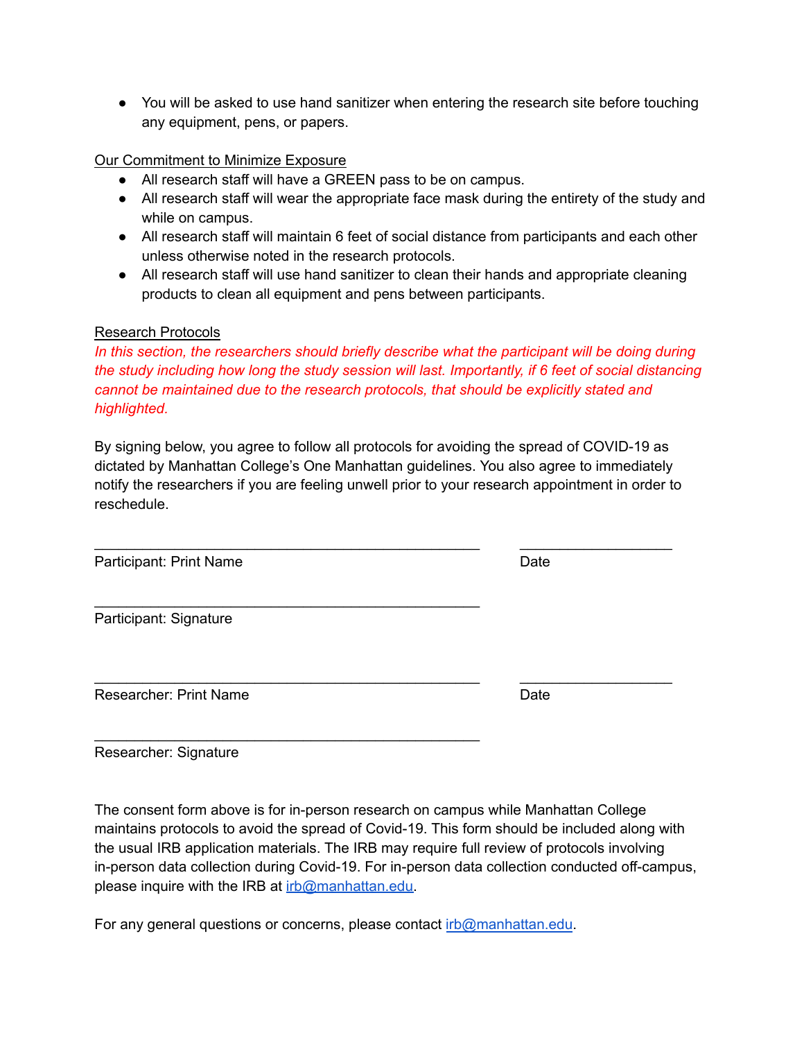- You will be asked to use hand sanitizer when entering the research site before touching any equipment, pens, or papers.

Our Commitment to Minimize Exposure

- All research staff will have a GREEN pass to be on campus.
- All research staff will wear the appropriate face mask during the entirety of the study and while on campus.
- All research staff will maintain 6 feet of social distance from participants and each other unless otherwise noted in the research protocols.
- All research staff will use hand sanitizer to clean their hands and appropriate cleaning products to clean all equipment and pens between participants.

Research Protocols

*In this section, the researchers should briefly describe what the participant will be doing during the study including how long the study session will last. Importantly, if 6 feet of social distancing cannot be maintained due to the research protocols, that should be explicitly stated and highlighted.*

By signing below, you agree to follow all protocols for avoiding the spread of COVID-19 as dictated by Manhattan College's One Manhattan guidelines. You also agree to immediately notify the researchers if you are feeling unwell prior to your research appointment in order to reschedule.

_______________________________________________ &nbsp;&nbsp;&nbsp;&nbsp; ___________________

Participant: Print Name &nbsp;&nbsp;&nbsp;&nbsp; Date

_______________________________________________

Participant: Signature

_______________________________________________ &nbsp;&nbsp;&nbsp;&nbsp; ___________________

Researcher: Print Name &nbsp;&nbsp;&nbsp;&nbsp; Date

_______________________________________________

Researcher: Signature

The consent form above is for in-person research on campus while Manhattan College maintains protocols to avoid the spread of Covid-19. This form should be included along with the usual IRB application materials. The IRB may require full review of protocols involving in-person data collection during Covid-19. For in-person data collection conducted off-campus, please inquire with the IRB at irb@manhattan.edu.

For any general questions or concerns, please contact irb@manhattan.edu.